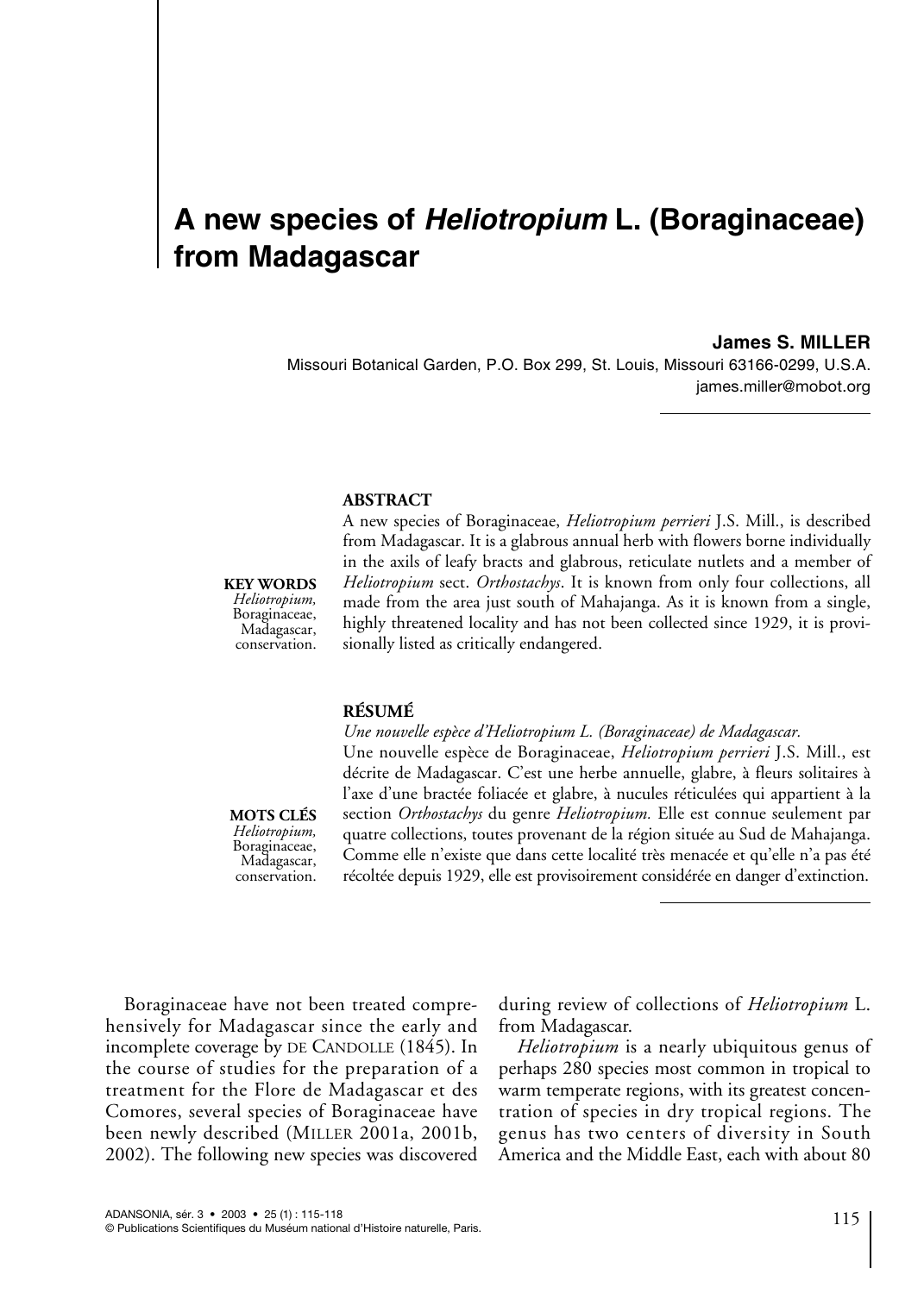# A new species of *Heliotropium* L. (Boraginaceae) from Madagascar

**James S. MILLER**

Missouri Botanical Garden, P.O. Box 299, St. Louis, Missouri 63166-0299, U.S.A.
james.miller@mobot.org

**ABSTRACT**

A new species of Boraginaceae, *Heliotropium perrieri* J.S. Mill., is described from Madagascar. It is a glabrous annual herb with flowers borne individually in the axils of leafy bracts and glabrous, reticulate nutlets and a member of *Heliotropium* sect. *Orthostachys*. It is known from only four collections, all made from the area just south of Mahajanga. As it is known from a single, highly threatened locality and has not been collected since 1929, it is provisionally listed as critically endangered.

**KEY WORDS**
*Heliotropium*, Boraginaceae, Madagascar, conservation.

**RÉSUMÉ**

*Une nouvelle espèce d'Heliotropium L. (Boraginaceae) de Madagascar.*

Une nouvelle espèce de Boraginaceae, *Heliotropium perrieri* J.S. Mill., est décrite de Madagascar. C'est une herbe annuelle, glabre, à fleurs solitaires à l'axe d'une bractée foliacée et glabre, à nucules réticulées qui appartient à la section *Orthostachys* du genre *Heliotropium.* Elle est connue seulement par quatre collections, toutes provenant de la région située au Sud de Mahajanga. Comme elle n'existe que dans cette localité très menacée et qu'elle n'a pas été récoltée depuis 1929, elle est provisoirement considérée en danger d'extinction.

**MOTS CLÉS**
*Heliotropium*, Boraginaceae, Madagascar, conservation.

Boraginaceae have not been treated comprehensively for Madagascar since the early and incomplete coverage by DE CANDOLLE (1845). In the course of studies for the preparation of a treatment for the Flore de Madagascar et des Comores, several species of Boraginaceae have been newly described (MILLER 2001a, 2001b, 2002). The following new species was discovered during review of collections of *Heliotropium* L. from Madagascar.

*Heliotropium* is a nearly ubiquitous genus of perhaps 280 species most common in tropical to warm temperate regions, with its greatest concentration of species in dry tropical regions. The genus has two centers of diversity in South America and the Middle East, each with about 80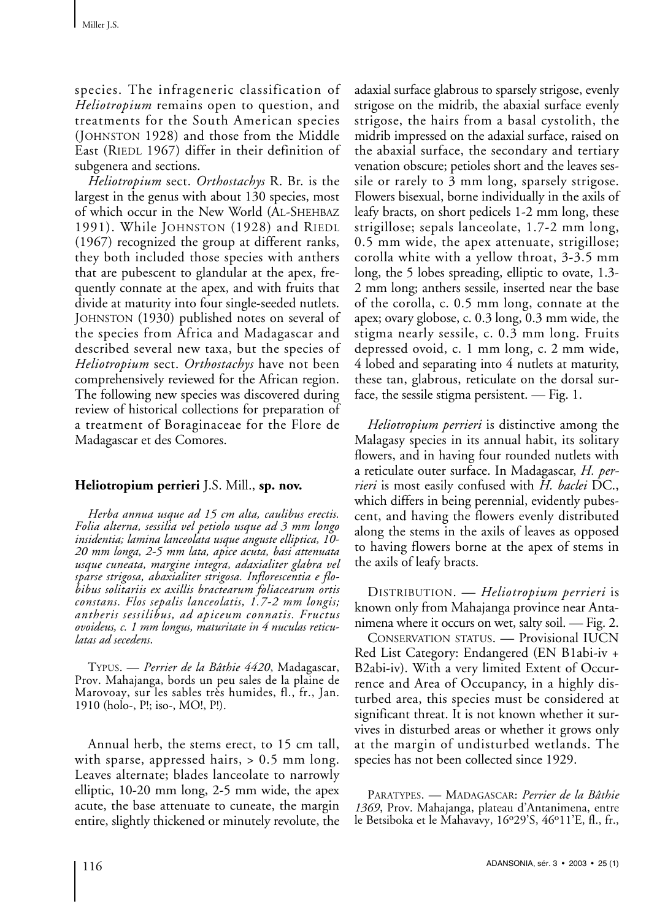species. The infrageneric classification of *Heliotropium* remains open to question, and treatments for the South American species (JOHNSTON 1928) and those from the Middle East (RIEDL 1967) differ in their definition of subgenera and sections.

*Heliotropium* sect. *Orthostachys* R. Br. is the largest in the genus with about 130 species, most of which occur in the New World (AL-SHEHBAZ 1991). While JOHNSTON (1928) and RIEDL (1967) recognized the group at different ranks, they both included those species with anthers that are pubescent to glandular at the apex, frequently connate at the apex, and with fruits that divide at maturity into four single-seeded nutlets. JOHNSTON (1930) published notes on several of the species from Africa and Madagascar and described several new taxa, but the species of *Heliotropium* sect. *Orthostachys* have not been comprehensively reviewed for the African region. The following new species was discovered during review of historical collections for preparation of a treatment of Boraginaceae for the Flore de Madagascar et des Comores.

### Heliotropium perrieri J.S. Mill., sp. nov.

*Herba annua usque ad 15 cm alta, caulibus erectis. Folia alterna, sessilia vel petiolo usque ad 3 mm longo insidentia; lamina lanceolata usque anguste elliptica, 10-20 mm longa, 2-5 mm lata, apice acuta, basi attenuata usque cuneata, margine integra, adaxialiter glabra vel sparse strigosa, abaxialiter strigosa. Inflorescentia e floribus solitariis ex axillis bractearum foliacearum ortis constans. Flos sepalis lanceolatis, 1.7-2 mm longis; antheris sessilibus, ad apiceum connatis. Fructus ovoideus, c. 1 mm longus, maturitate in 4 nuculas reticulatas ad secedens.*

TYPUS. — *Perrier de la Bâthie 4420*, Madagascar, Prov. Mahajanga, bords un peu sales de la plaine de Marovoay, sur les sables très humides, fl., fr., Jan. 1910 (holo-, P!; iso-, MO!, P!).

Annual herb, the stems erect, to 15 cm tall, with sparse, appressed hairs, > 0.5 mm long. Leaves alternate; blades lanceolate to narrowly elliptic, 10-20 mm long, 2-5 mm wide, the apex acute, the base attenuate to cuneate, the margin entire, slightly thickened or minutely revolute, the adaxial surface glabrous to sparsely strigose, evenly strigose on the midrib, the abaxial surface evenly strigose, the hairs from a basal cystolith, the midrib impressed on the adaxial surface, raised on the abaxial surface, the secondary and tertiary venation obscure; petioles short and the leaves sessile or rarely to 3 mm long, sparsely strigose. Flowers bisexual, borne individually in the axils of leafy bracts, on short pedicels 1-2 mm long, these strigillose; sepals lanceolate, 1.7-2 mm long, 0.5 mm wide, the apex attenuate, strigillose; corolla white with a yellow throat, 3-3.5 mm long, the 5 lobes spreading, elliptic to ovate, 1.3-2 mm long; anthers sessile, inserted near the base of the corolla, c. 0.5 mm long, connate at the apex; ovary globose, c. 0.3 long, 0.3 mm wide, the stigma nearly sessile, c. 0.3 mm long. Fruits depressed ovoid, c. 1 mm long, c. 2 mm wide, 4 lobed and separating into 4 nutlets at maturity, these tan, glabrous, reticulate on the dorsal surface, the sessile stigma persistent. — Fig. 1.

*Heliotropium perrieri* is distinctive among the Malagasy species in its annual habit, its solitary flowers, and in having four rounded nutlets with a reticulate outer surface. In Madagascar, *H. perrieri* is most easily confused with *H. baclei* DC., which differs in being perennial, evidently pubescent, and having the flowers evenly distributed along the stems in the axils of leaves as opposed to having flowers borne at the apex of stems in the axils of leafy bracts.

DISTRIBUTION. — *Heliotropium perrieri* is known only from Mahajanga province near Antanimena where it occurs on wet, salty soil. — Fig. 2.

CONSERVATION STATUS. — Provisional IUCN Red List Category: Endangered (EN B1abi-iv + B2abi-iv). With a very limited Extent of Occurrence and Area of Occupancy, in a highly disturbed area, this species must be considered at significant threat. It is not known whether it survives in disturbed areas or whether it grows only at the margin of undisturbed wetlands. The species has not been collected since 1929.

PARATYPES. — MADAGASCAR: *Perrier de la Bâthie 1369*, Prov. Mahajanga, plateau d'Antanimena, entre le Betsiboka et le Mahavavy, 16°29'S, 46°11'E, fl., fr.,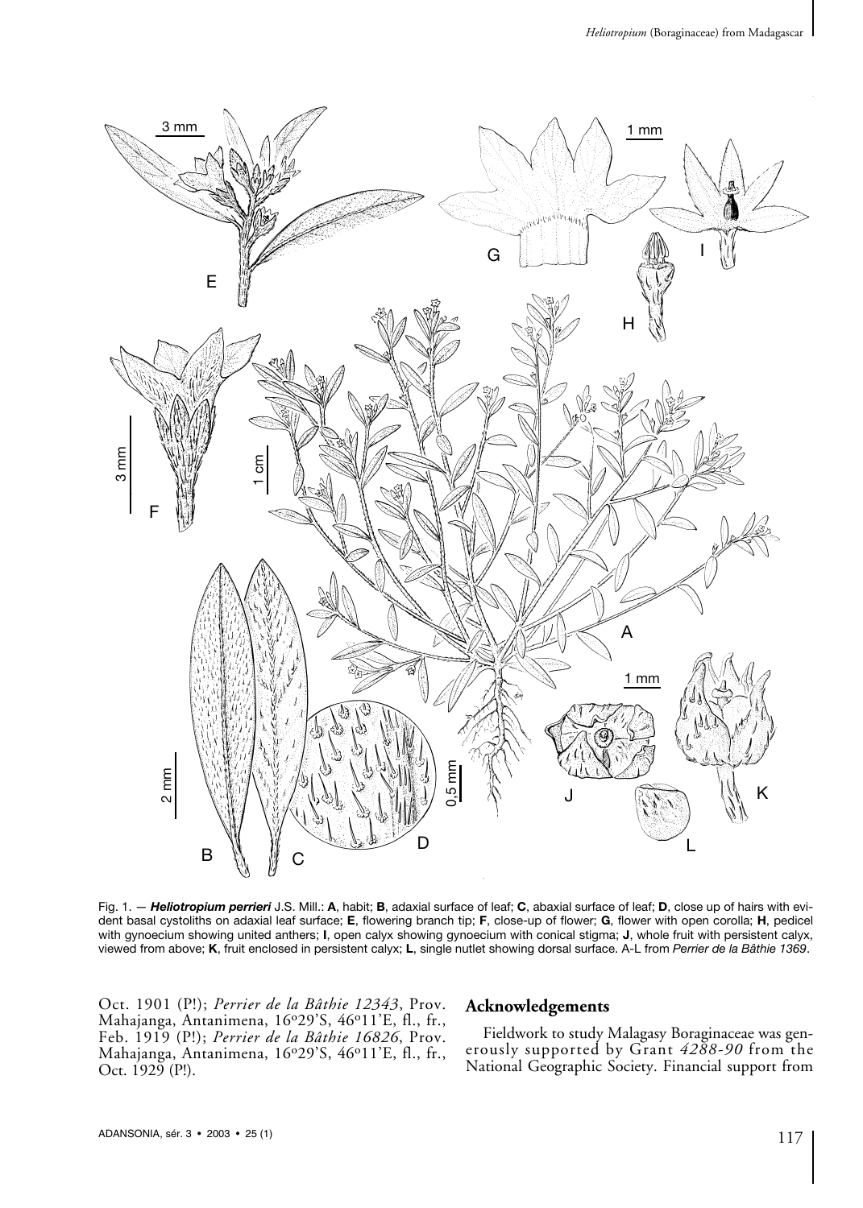Fig. 1. — ***Heliotropium perrieri*** J.S. Mill.: **A**, habit; **B**, adaxial surface of leaf; **C**, abaxial surface of leaf; **D**, close up of hairs with evident basal cystoliths on adaxial leaf surface; **E**, flowering branch tip; **F**, close-up of flower; **G**, flower with open corolla; **H**, pedicel with gynoecium showing united anthers; **I**, open calyx showing gynoecium with conical stigma; **J**, whole fruit with persistent calyx, viewed from above; **K**, fruit enclosed in persistent calyx; **L**, single nutlet showing dorsal surface. A-L from *Perrier de la Bâthie 1369*.

Oct. 1901 (P!); *Perrier de la Bâthie 12343*, Prov. Mahajanga, Antanimena, 16°29'S, 46°11'E, fl., fr., Feb. 1919 (P!); *Perrier de la Bâthie 16826*, Prov. Mahajanga, Antanimena, 16°29'S, 46°11'E, fl., fr., Oct. 1929 (P!).

## Acknowledgements

Fieldwork to study Malagasy Boraginaceae was generously supported by Grant *4288-90* from the National Geographic Society. Financial support from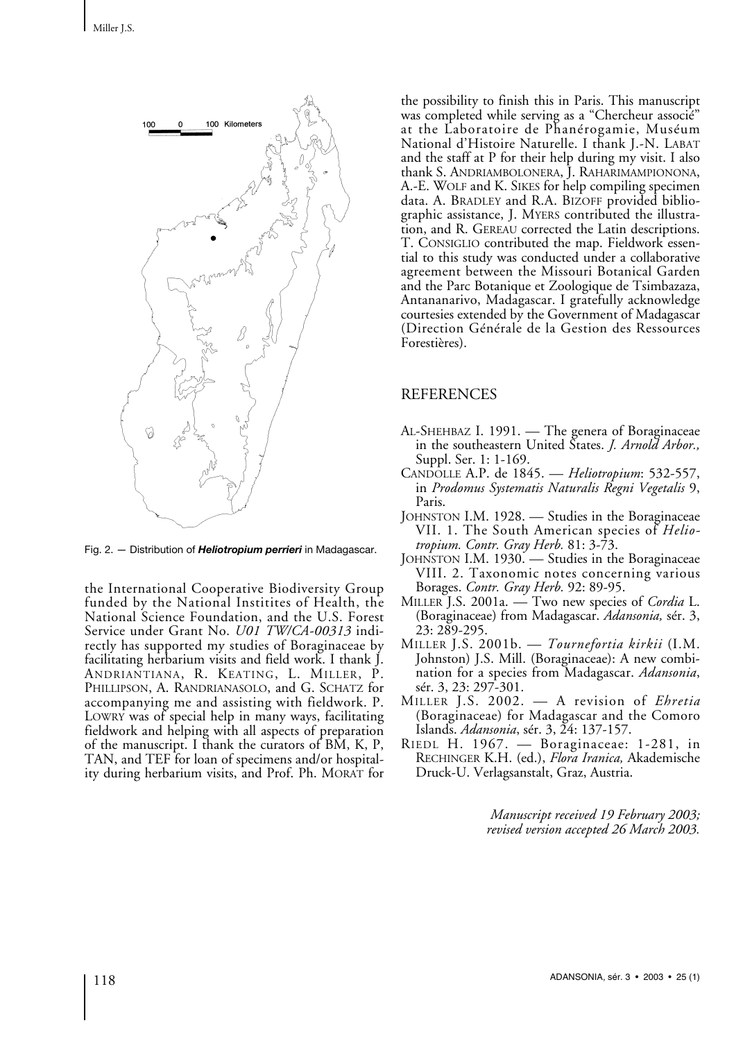100 0 100 Kilometers

Fig. 2. — Distribution of ***Heliotropium perrieri*** in Madagascar.

the International Cooperative Biodiversity Group funded by the National Institites of Health, the National Science Foundation, and the U.S. Forest Service under Grant No. *U01 TW/CA-00313* indirectly has supported my studies of Boraginaceae by facilitating herbarium visits and field work. I thank J. ANDRIANTIANA, R. KEATING, L. MILLER, P. PHILLIPSON, A. RANDRIANASOLO, and G. SCHATZ for accompanying me and assisting with fieldwork. P. LOWRY was of special help in many ways, facilitating fieldwork and helping with all aspects of preparation of the manuscript. I thank the curators of BM, K, P, TAN, and TEF for loan of specimens and/or hospitality during herbarium visits, and Prof. Ph. MORAT for the possibility to finish this in Paris. This manuscript was completed while serving as a "Chercheur associé" at the Laboratoire de Phanérogamie, Muséum National d'Histoire Naturelle. I thank J.-N. LABAT and the staff at P for their help during my visit. I also thank S. ANDRIAMBOLONERA, J. RAHARIMAMPIONONA, A.-E. WOLF and K. SIKES for help compiling specimen data. A. BRADLEY and R.A. BIZOFF provided bibliographic assistance, J. MYERS contributed the illustration, and R. GEREAU corrected the Latin descriptions. T. CONSIGLIO contributed the map. Fieldwork essential to this study was conducted under a collaborative agreement between the Missouri Botanical Garden and the Parc Botanique et Zoologique de Tsimbazaza, Antananarivo, Madagascar. I gratefully acknowledge courtesies extended by the Government of Madagascar (Direction Générale de la Gestion des Ressources Forestières).

## REFERENCES

AL-SHEHBAZ I. 1991. — The genera of Boraginaceae in the southeastern United States. *J. Arnold Arbor.,* Suppl. Ser. 1: 1-169.

CANDOLLE A.P. de 1845. — *Heliotropium*: 532-557, in *Prodomus Systematis Naturalis Regni Vegetalis* 9, Paris.

JOHNSTON I.M. 1928. — Studies in the Boraginaceae VII. 1. The South American species of *Heliotropium. Contr. Gray Herb.* 81: 3-73.

JOHNSTON I.M. 1930. — Studies in the Boraginaceae VIII. 2. Taxonomic notes concerning various Borages. *Contr. Gray Herb.* 92: 89-95.

MILLER J.S. 2001a. — Two new species of *Cordia* L. (Boraginaceae) from Madagascar. *Adansonia,* sér. 3, 23: 289-295.

MILLER J.S. 2001b. — *Tournefortia kirkii* (I.M. Johnston) J.S. Mill. (Boraginaceae): A new combination for a species from Madagascar. *Adansonia*, sér. 3, 23: 297-301.

MILLER J.S. 2002. — A revision of *Ehretia* (Boraginaceae) for Madagascar and the Comoro Islands. *Adansonia*, sér. 3, 24: 137-157.

RIEDL H. 1967. — Boraginaceae: 1-281, in RECHINGER K.H. (ed.), *Flora Iranica,* Akademische Druck-U. Verlagsanstalt, Graz, Austria.

*Manuscript received 19 February 2003; revised version accepted 26 March 2003.*